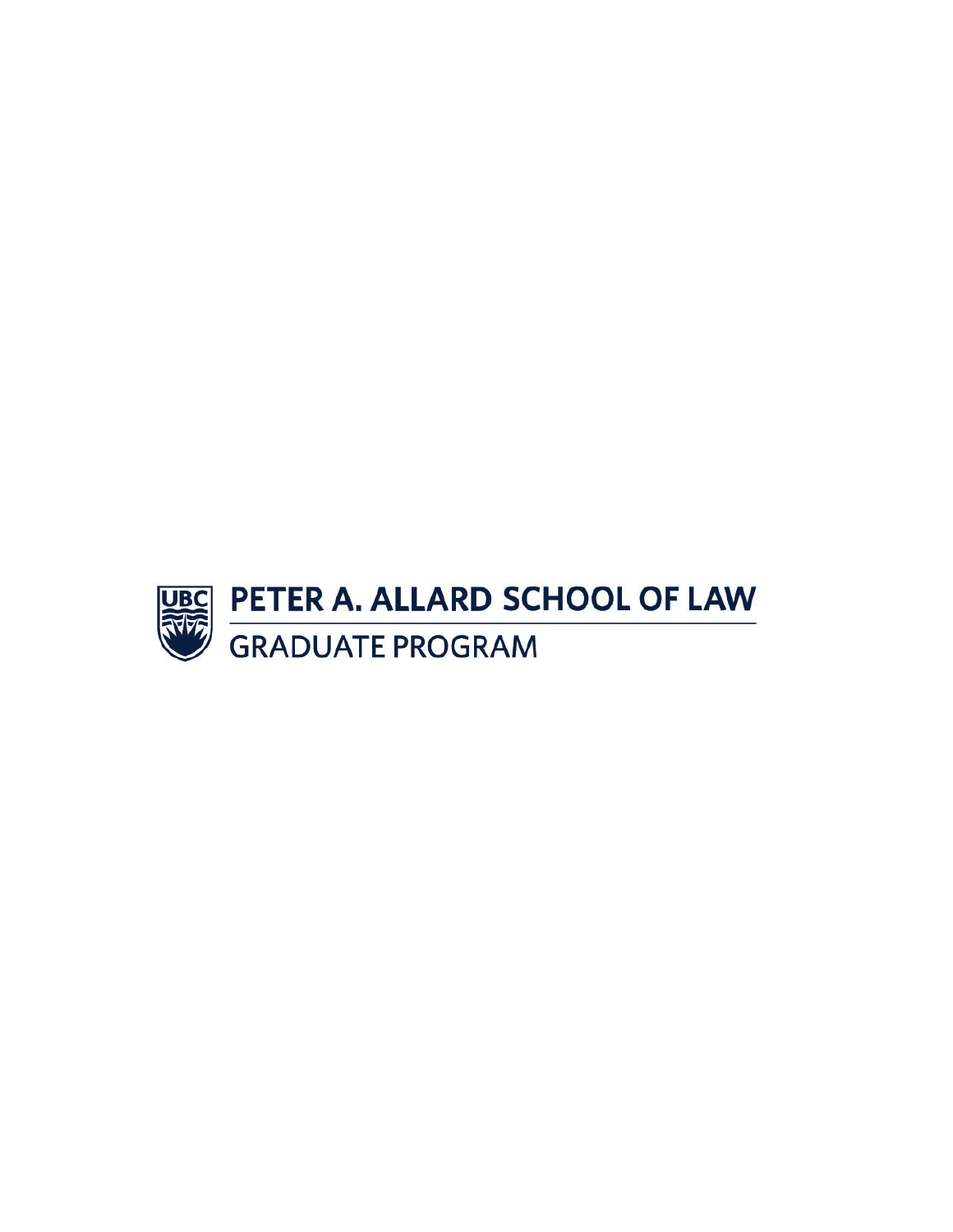# PETER A. ALLARD SCHOOL OF LAW

## GRADUATE PROGRAM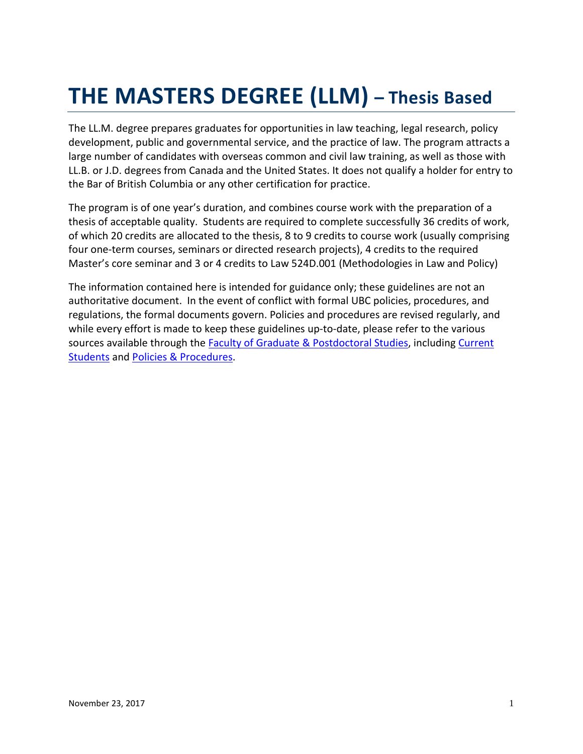# THE MASTERS DEGREE (LLM) – Thesis Based

The LL.M. degree prepares graduates for opportunities in law teaching, legal research, policy development, public and governmental service, and the practice of law. The program attracts a large number of candidates with overseas common and civil law training, as well as those with LL.B. or J.D. degrees from Canada and the United States. It does not qualify a holder for entry to the Bar of British Columbia or any other certification for practice.

The program is of one year's duration, and combines course work with the preparation of a thesis of acceptable quality. Students are required to complete successfully 36 credits of work, of which 20 credits are allocated to the thesis, 8 to 9 credits to course work (usually comprising four one-term courses, seminars or directed research projects), 4 credits to the required Master's core seminar and 3 or 4 credits to Law 524D.001 (Methodologies in Law and Policy)

The information contained here is intended for guidance only; these guidelines are not an authoritative document. In the event of conflict with formal UBC policies, procedures, and regulations, the formal documents govern. Policies and procedures are revised regularly, and while every effort is made to keep these guidelines up-to-date, please refer to the various sources available through the Faculty of Graduate & Postdoctoral Studies, including Current Students and Policies & Procedures.

November 23, 2017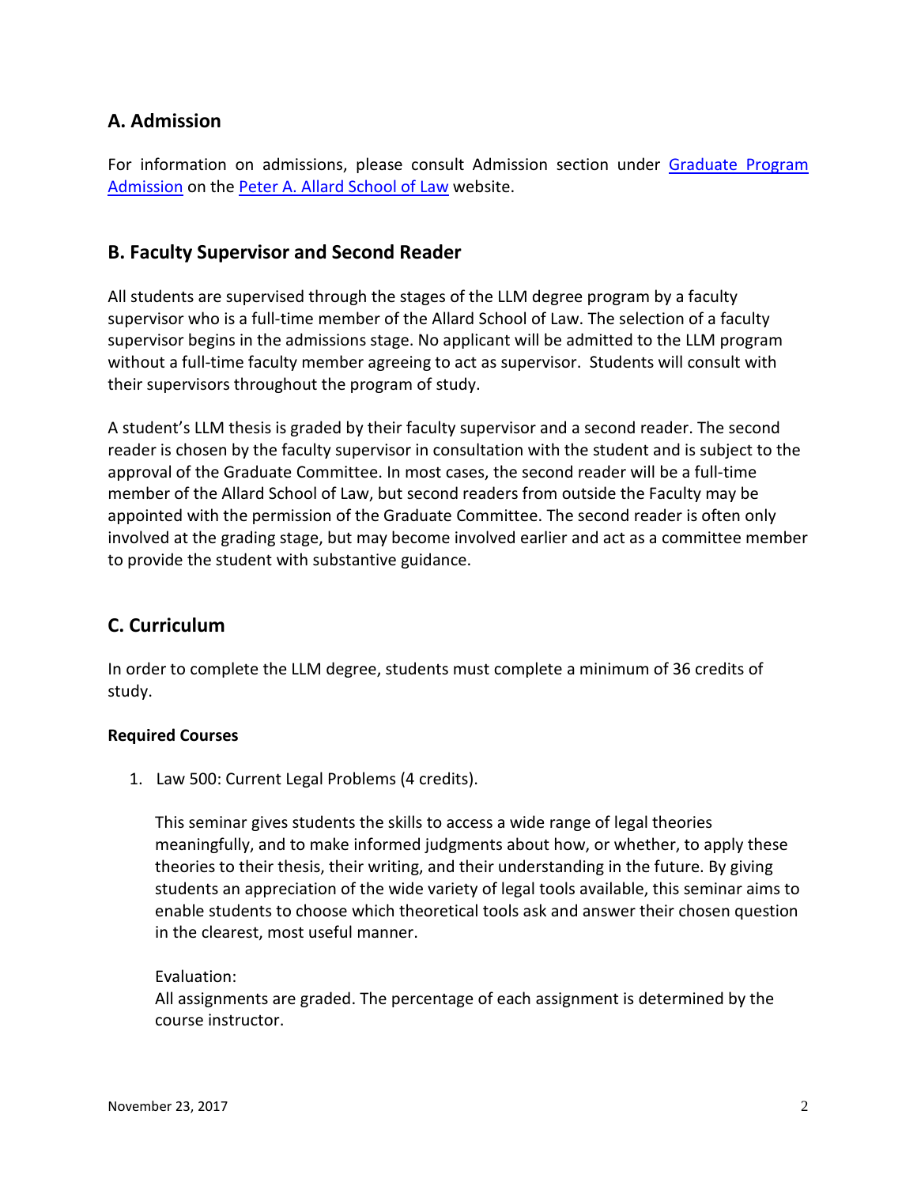## A. Admission

For information on admissions, please consult Admission section under [Graduate Program Admission]() on the [Peter A. Allard School of Law]() website.

## B. Faculty Supervisor and Second Reader

All students are supervised through the stages of the LLM degree program by a faculty supervisor who is a full-time member of the Allard School of Law. The selection of a faculty supervisor begins in the admissions stage. No applicant will be admitted to the LLM program without a full-time faculty member agreeing to act as supervisor. Students will consult with their supervisors throughout the program of study.

A student's LLM thesis is graded by their faculty supervisor and a second reader. The second reader is chosen by the faculty supervisor in consultation with the student and is subject to the approval of the Graduate Committee. In most cases, the second reader will be a full-time member of the Allard School of Law, but second readers from outside the Faculty may be appointed with the permission of the Graduate Committee. The second reader is often only involved at the grading stage, but may become involved earlier and act as a committee member to provide the student with substantive guidance.

## C. Curriculum

In order to complete the LLM degree, students must complete a minimum of 36 credits of study.

**Required Courses**

1. Law 500: Current Legal Problems (4 credits).

   This seminar gives students the skills to access a wide range of legal theories meaningfully, and to make informed judgments about how, or whether, to apply these theories to their thesis, their writing, and their understanding in the future. By giving students an appreciation of the wide variety of legal tools available, this seminar aims to enable students to choose which theoretical tools ask and answer their chosen question in the clearest, most useful manner.

   Evaluation:
   All assignments are graded. The percentage of each assignment is determined by the course instructor.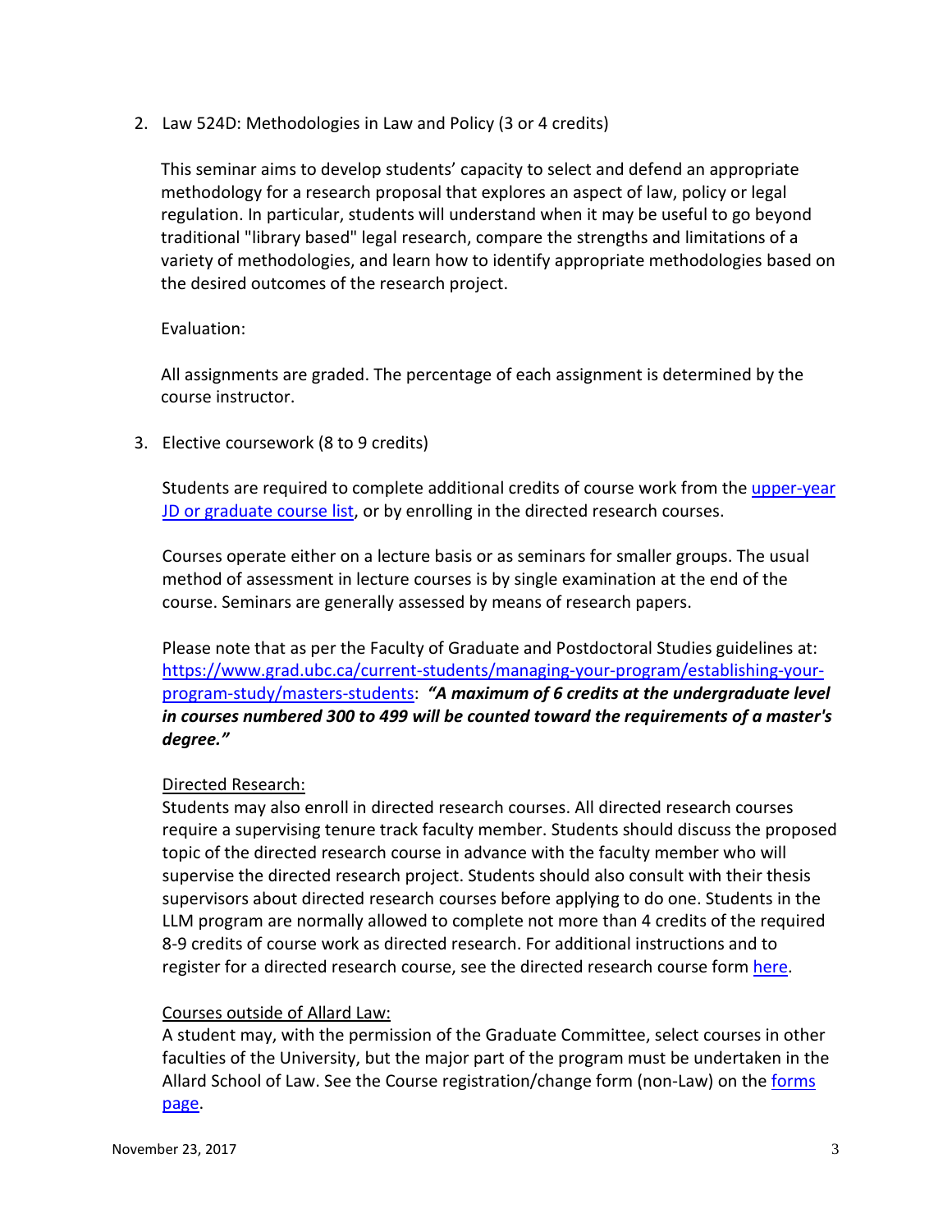2. Law 524D: Methodologies in Law and Policy (3 or 4 credits)

   This seminar aims to develop students' capacity to select and defend an appropriate methodology for a research proposal that explores an aspect of law, policy or legal regulation. In particular, students will understand when it may be useful to go beyond traditional "library based" legal research, compare the strengths and limitations of a variety of methodologies, and learn how to identify appropriate methodologies based on the desired outcomes of the research project.

   Evaluation:

   All assignments are graded. The percentage of each assignment is determined by the course instructor.

3. Elective coursework (8 to 9 credits)

   Students are required to complete additional credits of course work from the [upper-year JD or graduate course list](), or by enrolling in the directed research courses.

   Courses operate either on a lecture basis or as seminars for smaller groups. The usual method of assessment in lecture courses is by single examination at the end of the course. Seminars are generally assessed by means of research papers.

   Please note that as per the Faculty of Graduate and Postdoctoral Studies guidelines at: [https://www.grad.ubc.ca/current-students/managing-your-program/establishing-your-program-study/masters-students](https://www.grad.ubc.ca/current-students/managing-your-program/establishing-your-program-study/masters-students): ***"A maximum of 6 credits at the undergraduate level in courses numbered 300 to 499 will be counted toward the requirements of a master's degree."***

   <u>Directed Research:</u>
   Students may also enroll in directed research courses. All directed research courses require a supervising tenure track faculty member. Students should discuss the proposed topic of the directed research course in advance with the faculty member who will supervise the directed research project. Students should also consult with their thesis supervisors about directed research courses before applying to do one. Students in the LLM program are normally allowed to complete not more than 4 credits of the required 8-9 credits of course work as directed research. For additional instructions and to register for a directed research course, see the directed research course form [here]().

   <u>Courses outside of Allard Law:</u>
   A student may, with the permission of the Graduate Committee, select courses in other faculties of the University, but the major part of the program must be undertaken in the Allard School of Law. See the Course registration/change form (non-Law) on the [forms page]().

November 23, 2017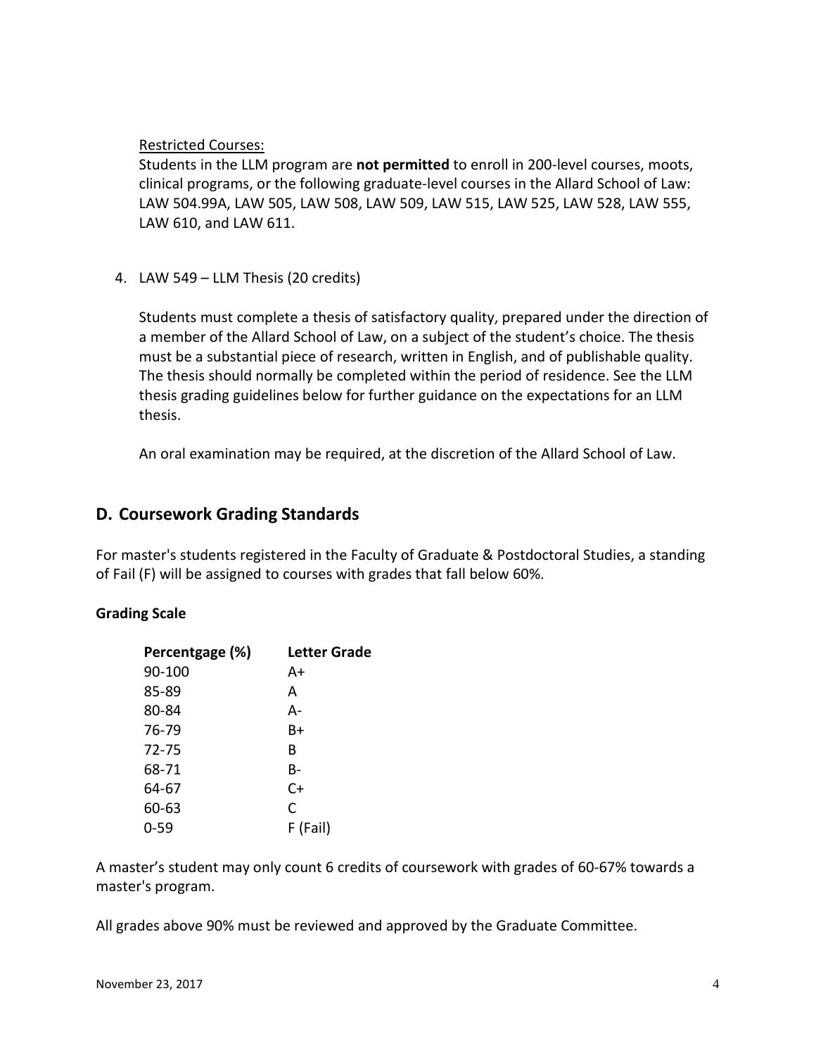<u>Restricted Courses:</u>

Students in the LLM program are **not permitted** to enroll in 200-level courses, moots, clinical programs, or the following graduate-level courses in the Allard School of Law: LAW 504.99A, LAW 505, LAW 508, LAW 509, LAW 515, LAW 525, LAW 528, LAW 555, LAW 610, and LAW 611.

4. LAW 549 – LLM Thesis (20 credits)

   Students must complete a thesis of satisfactory quality, prepared under the direction of a member of the Allard School of Law, on a subject of the student's choice. The thesis must be a substantial piece of research, written in English, and of publishable quality. The thesis should normally be completed within the period of residence. See the LLM thesis grading guidelines below for further guidance on the expectations for an LLM thesis.

   An oral examination may be required, at the discretion of the Allard School of Law.

## D. Coursework Grading Standards

For master's students registered in the Faculty of Graduate & Postdoctoral Studies, a standing of Fail (F) will be assigned to courses with grades that fall below 60%.

**Grading Scale**

| Percentgage (%) | Letter Grade |
|---|---|
| 90-100 | A+ |
| 85-89 | A |
| 80-84 | A- |
| 76-79 | B+ |
| 72-75 | B |
| 68-71 | B- |
| 64-67 | C+ |
| 60-63 | C |
| 0-59 | F (Fail) |

A master's student may only count 6 credits of coursework with grades of 60-67% towards a master's program.

All grades above 90% must be reviewed and approved by the Graduate Committee.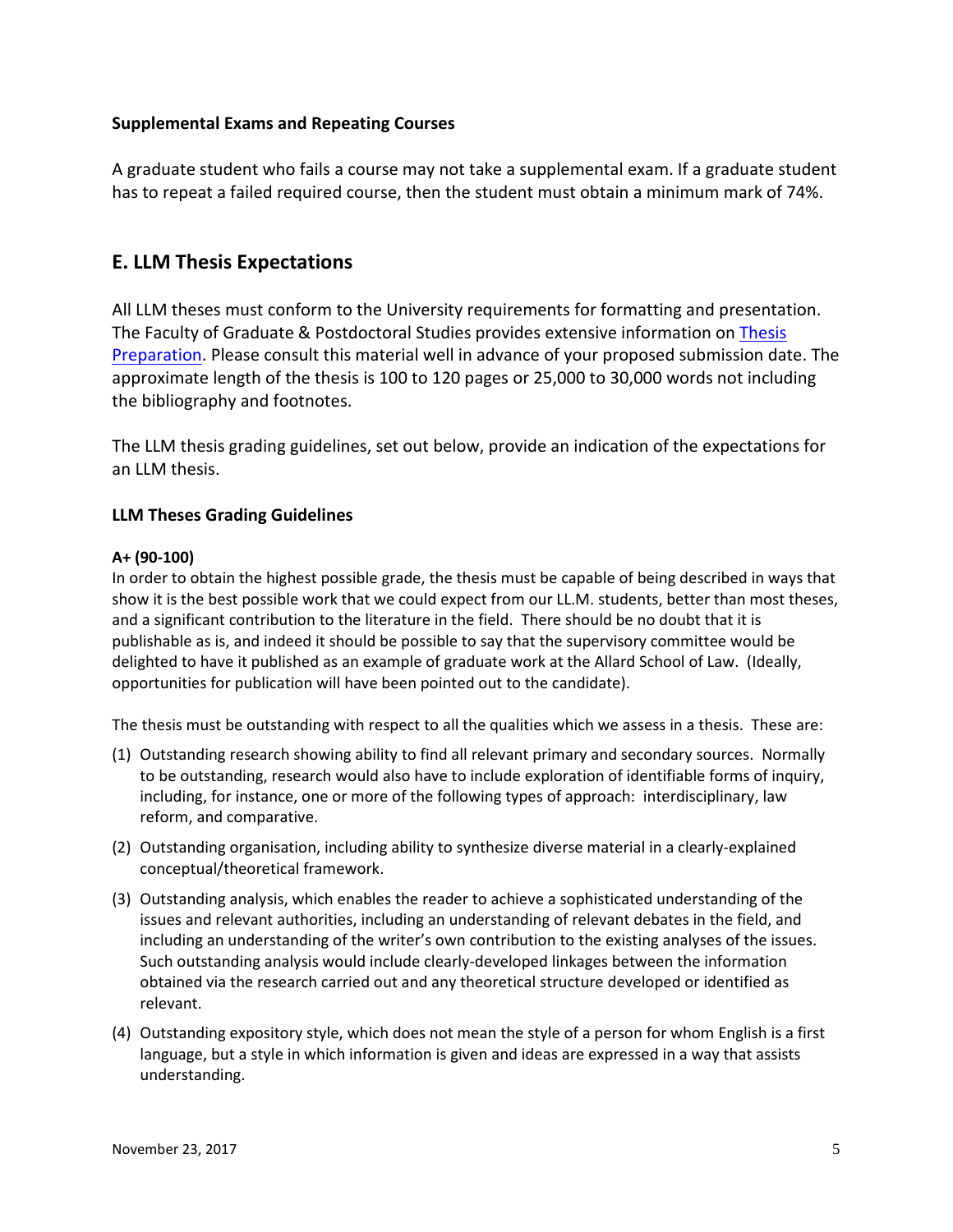### Supplemental Exams and Repeating Courses

A graduate student who fails a course may not take a supplemental exam. If a graduate student has to repeat a failed required course, then the student must obtain a minimum mark of 74%.

## E. LLM Thesis Expectations

All LLM theses must conform to the University requirements for formatting and presentation. The Faculty of Graduate & Postdoctoral Studies provides extensive information on Thesis Preparation. Please consult this material well in advance of your proposed submission date. The approximate length of the thesis is 100 to 120 pages or 25,000 to 30,000 words not including the bibliography and footnotes.

The LLM thesis grading guidelines, set out below, provide an indication of the expectations for an LLM thesis.

### LLM Theses Grading Guidelines

**A+ (90-100)**

In order to obtain the highest possible grade, the thesis must be capable of being described in ways that show it is the best possible work that we could expect from our LL.M. students, better than most theses, and a significant contribution to the literature in the field. There should be no doubt that it is publishable as is, and indeed it should be possible to say that the supervisory committee would be delighted to have it published as an example of graduate work at the Allard School of Law. (Ideally, opportunities for publication will have been pointed out to the candidate).

The thesis must be outstanding with respect to all the qualities which we assess in a thesis. These are:

(1) Outstanding research showing ability to find all relevant primary and secondary sources. Normally to be outstanding, research would also have to include exploration of identifiable forms of inquiry, including, for instance, one or more of the following types of approach: interdisciplinary, law reform, and comparative.

(2) Outstanding organisation, including ability to synthesize diverse material in a clearly-explained conceptual/theoretical framework.

(3) Outstanding analysis, which enables the reader to achieve a sophisticated understanding of the issues and relevant authorities, including an understanding of relevant debates in the field, and including an understanding of the writer's own contribution to the existing analyses of the issues. Such outstanding analysis would include clearly-developed linkages between the information obtained via the research carried out and any theoretical structure developed or identified as relevant.

(4) Outstanding expository style, which does not mean the style of a person for whom English is a first language, but a style in which information is given and ideas are expressed in a way that assists understanding.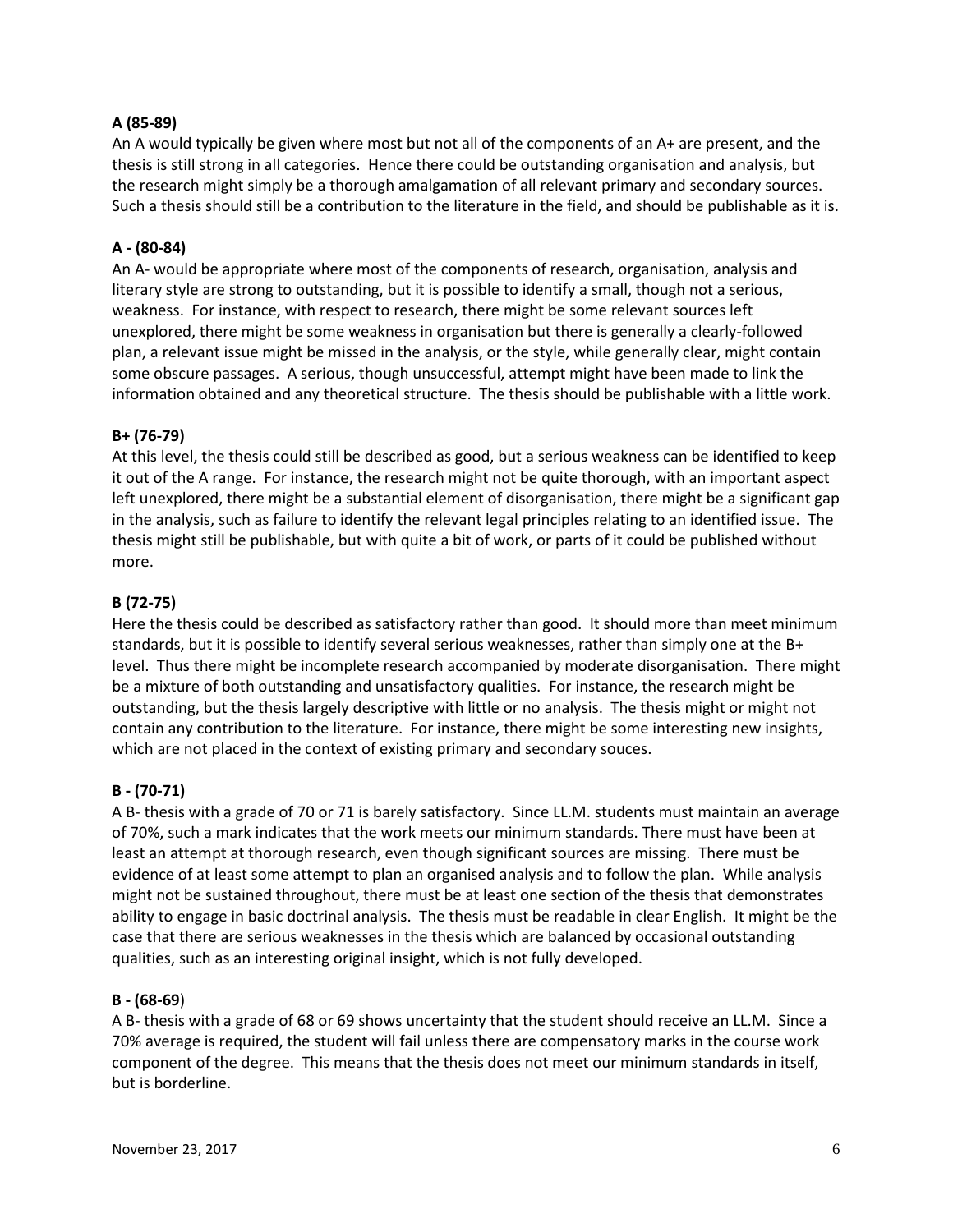**A (85-89)**

An A would typically be given where most but not all of the components of an A+ are present, and the thesis is still strong in all categories. Hence there could be outstanding organisation and analysis, but the research might simply be a thorough amalgamation of all relevant primary and secondary sources. Such a thesis should still be a contribution to the literature in the field, and should be publishable as it is.

**A - (80-84)**

An A- would be appropriate where most of the components of research, organisation, analysis and literary style are strong to outstanding, but it is possible to identify a small, though not a serious, weakness. For instance, with respect to research, there might be some relevant sources left unexplored, there might be some weakness in organisation but there is generally a clearly-followed plan, a relevant issue might be missed in the analysis, or the style, while generally clear, might contain some obscure passages. A serious, though unsuccessful, attempt might have been made to link the information obtained and any theoretical structure. The thesis should be publishable with a little work.

**B+ (76-79)**

At this level, the thesis could still be described as good, but a serious weakness can be identified to keep it out of the A range. For instance, the research might not be quite thorough, with an important aspect left unexplored, there might be a substantial element of disorganisation, there might be a significant gap in the analysis, such as failure to identify the relevant legal principles relating to an identified issue. The thesis might still be publishable, but with quite a bit of work, or parts of it could be published without more.

**B (72-75)**

Here the thesis could be described as satisfactory rather than good. It should more than meet minimum standards, but it is possible to identify several serious weaknesses, rather than simply one at the B+ level. Thus there might be incomplete research accompanied by moderate disorganisation. There might be a mixture of both outstanding and unsatisfactory qualities. For instance, the research might be outstanding, but the thesis largely descriptive with little or no analysis. The thesis might or might not contain any contribution to the literature. For instance, there might be some interesting new insights, which are not placed in the context of existing primary and secondary souces.

**B - (70-71)**

A B- thesis with a grade of 70 or 71 is barely satisfactory. Since LL.M. students must maintain an average of 70%, such a mark indicates that the work meets our minimum standards. There must have been at least an attempt at thorough research, even though significant sources are missing. There must be evidence of at least some attempt to plan an organised analysis and to follow the plan. While analysis might not be sustained throughout, there must be at least one section of the thesis that demonstrates ability to engage in basic doctrinal analysis. The thesis must be readable in clear English. It might be the case that there are serious weaknesses in the thesis which are balanced by occasional outstanding qualities, such as an interesting original insight, which is not fully developed.

**B - (68-69)**

A B- thesis with a grade of 68 or 69 shows uncertainty that the student should receive an LL.M. Since a 70% average is required, the student will fail unless there are compensatory marks in the course work component of the degree. This means that the thesis does not meet our minimum standards in itself, but is borderline.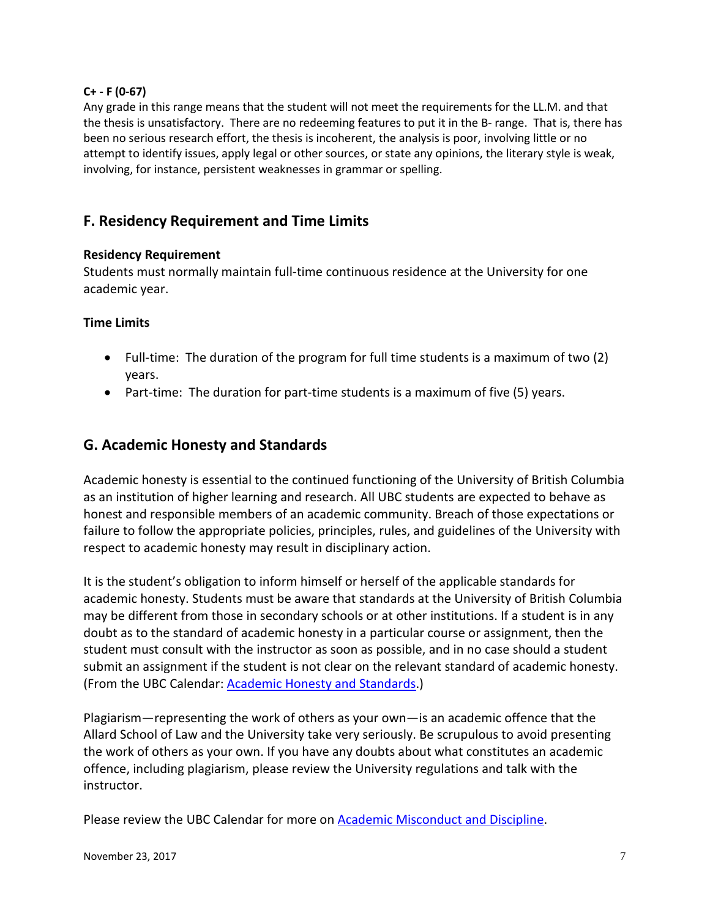**C+ - F (0-67)**
Any grade in this range means that the student will not meet the requirements for the LL.M. and that the thesis is unsatisfactory. There are no redeeming features to put it in the B- range. That is, there has been no serious research effort, the thesis is incoherent, the analysis is poor, involving little or no attempt to identify issues, apply legal or other sources, or state any opinions, the literary style is weak, involving, for instance, persistent weaknesses in grammar or spelling.

## F. Residency Requirement and Time Limits

**Residency Requirement**
Students must normally maintain full-time continuous residence at the University for one academic year.

**Time Limits**

- Full-time: The duration of the program for full time students is a maximum of two (2) years.
- Part-time: The duration for part-time students is a maximum of five (5) years.

## G. Academic Honesty and Standards

Academic honesty is essential to the continued functioning of the University of British Columbia as an institution of higher learning and research. All UBC students are expected to behave as honest and responsible members of an academic community. Breach of those expectations or failure to follow the appropriate policies, principles, rules, and guidelines of the University with respect to academic honesty may result in disciplinary action.

It is the student's obligation to inform himself or herself of the applicable standards for academic honesty. Students must be aware that standards at the University of British Columbia may be different from those in secondary schools or at other institutions. If a student is in any doubt as to the standard of academic honesty in a particular course or assignment, then the student must consult with the instructor as soon as possible, and in no case should a student submit an assignment if the student is not clear on the relevant standard of academic honesty. (From the UBC Calendar: Academic Honesty and Standards.)

Plagiarism—representing the work of others as your own—is an academic offence that the Allard School of Law and the University take very seriously. Be scrupulous to avoid presenting the work of others as your own. If you have any doubts about what constitutes an academic offence, including plagiarism, please review the University regulations and talk with the instructor.

Please review the UBC Calendar for more on Academic Misconduct and Discipline.

November 23, 2017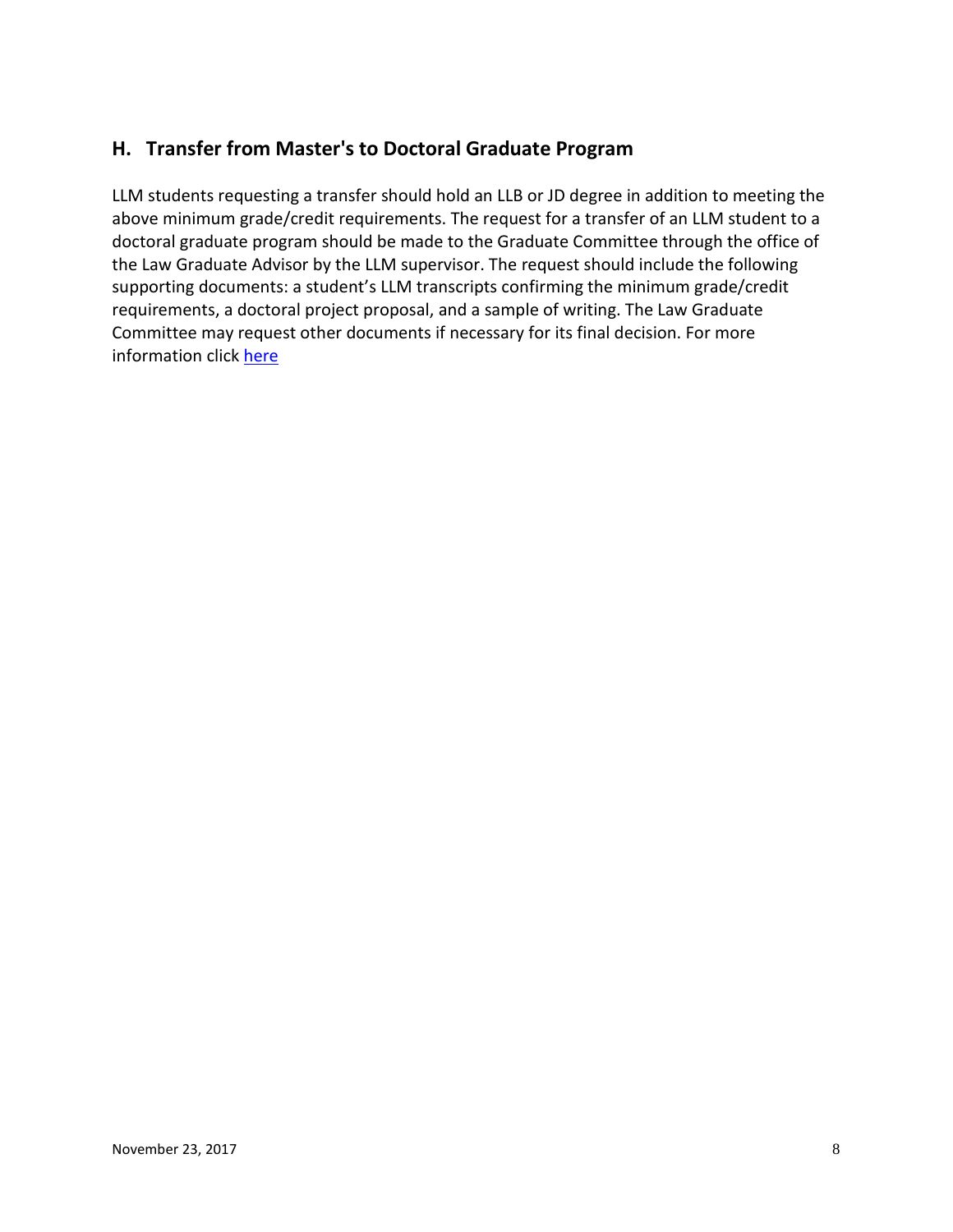## H. Transfer from Master's to Doctoral Graduate Program

LLM students requesting a transfer should hold an LLB or JD degree in addition to meeting the above minimum grade/credit requirements. The request for a transfer of an LLM student to a doctoral graduate program should be made to the Graduate Committee through the office of the Law Graduate Advisor by the LLM supervisor. The request should include the following supporting documents: a student's LLM transcripts confirming the minimum grade/credit requirements, a doctoral project proposal, and a sample of writing. The Law Graduate Committee may request other documents if necessary for its final decision. For more information click here